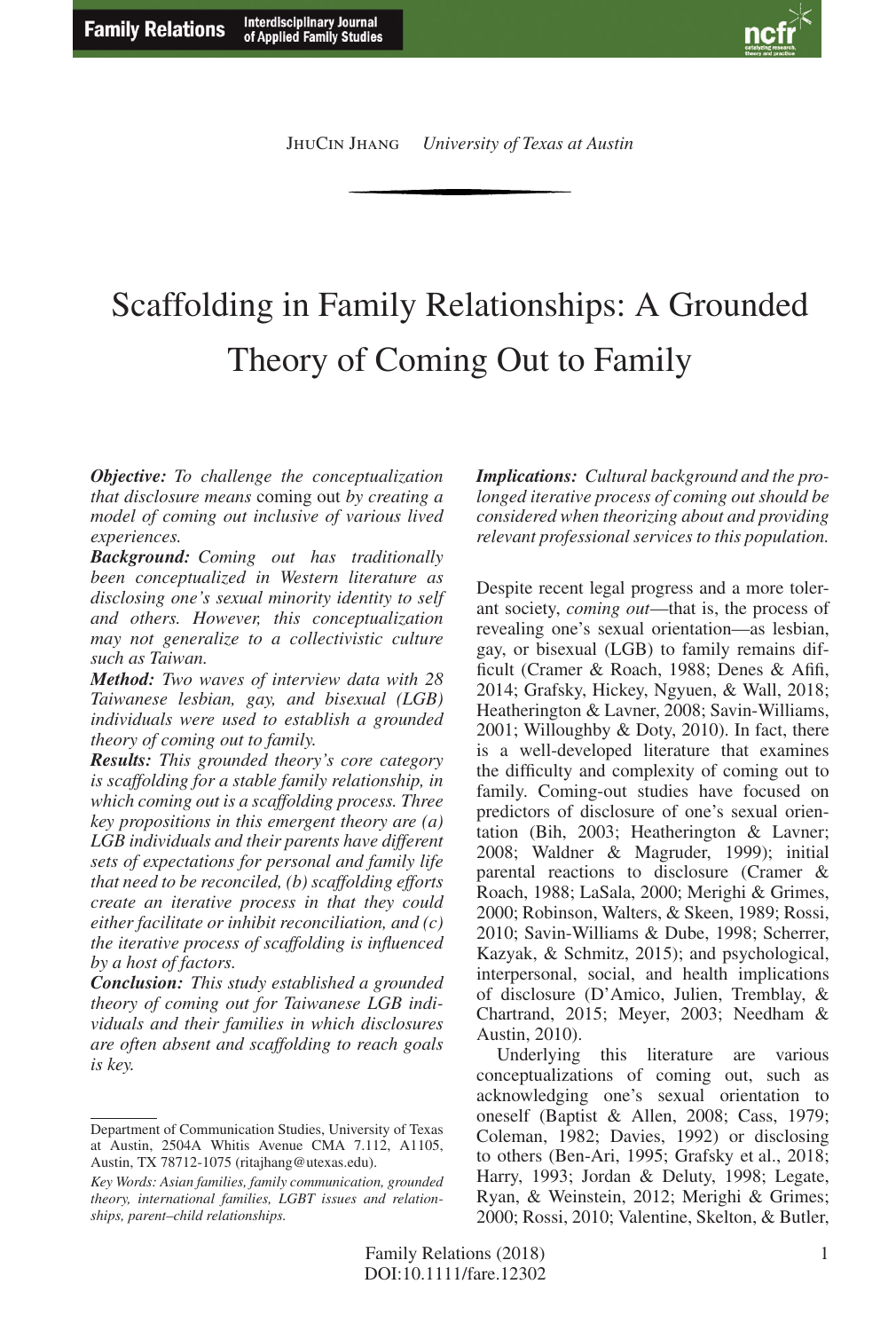JhuCin Jhang *University of Texas at Austin*

# Scaffolding in Family Relationships: A Grounded Theory of Coming Out to Family

***Objective:*** *To challenge the conceptualization that disclosure means* coming out *by creating a model of coming out inclusive of various lived experiences.*

***Background:*** *Coming out has traditionally been conceptualized in Western literature as disclosing one's sexual minority identity to self and others. However, this conceptualization may not generalize to a collectivistic culture such as Taiwan.*

***Method:*** *Two waves of interview data with 28 Taiwanese lesbian, gay, and bisexual (LGB) individuals were used to establish a grounded theory of coming out to family.*

***Results:*** *This grounded theory's core category is scaffolding for a stable family relationship, in which coming out is a scaffolding process. Three key propositions in this emergent theory are (a) LGB individuals and their parents have different sets of expectations for personal and family life that need to be reconciled, (b) scaffolding efforts create an iterative process in that they could either facilitate or inhibit reconciliation, and (c) the iterative process of scaffolding is influenced by a host of factors.*

***Conclusion:*** *This study established a grounded theory of coming out for Taiwanese LGB individuals and their families in which disclosures are often absent and scaffolding to reach goals is key.*

***Implications:*** *Cultural background and the prolonged iterative process of coming out should be considered when theorizing about and providing relevant professional services to this population.*

Despite recent legal progress and a more tolerant society, *coming out*—that is, the process of revealing one's sexual orientation—as lesbian, gay, or bisexual (LGB) to family remains difficult (Cramer & Roach, 1988; Denes & Afifi, 2014; Grafsky, Hickey, Ngyuen, & Wall, 2018; Heatherington & Lavner, 2008; Savin-Williams, 2001; Willoughby & Doty, 2010). In fact, there is a well-developed literature that examines the difficulty and complexity of coming out to family. Coming-out studies have focused on predictors of disclosure of one's sexual orientation (Bih, 2003; Heatherington & Lavner; 2008; Waldner & Magruder, 1999); initial parental reactions to disclosure (Cramer & Roach, 1988; LaSala, 2000; Merighi & Grimes, 2000; Robinson, Walters, & Skeen, 1989; Rossi, 2010; Savin-Williams & Dube, 1998; Scherrer, Kazyak, & Schmitz, 2015); and psychological, interpersonal, social, and health implications of disclosure (D'Amico, Julien, Tremblay, & Chartrand, 2015; Meyer, 2003; Needham & Austin, 2010).

Underlying this literature are various conceptualizations of coming out, such as acknowledging one's sexual orientation to oneself (Baptist & Allen, 2008; Cass, 1979; Coleman, 1982; Davies, 1992) or disclosing to others (Ben-Ari, 1995; Grafsky et al., 2018; Harry, 1993; Jordan & Deluty, 1998; Legate, Ryan, & Weinstein, 2012; Merighi & Grimes; 2000; Rossi, 2010; Valentine, Skelton, & Butler,

---

Department of Communication Studies, University of Texas at Austin, 2504A Whitis Avenue CMA 7.112, A1105, Austin, TX 78712-1075 (ritajhang@utexas.edu).

*Key Words: Asian families, family communication, grounded theory, international families, LGBT issues and relationships, parent–child relationships.*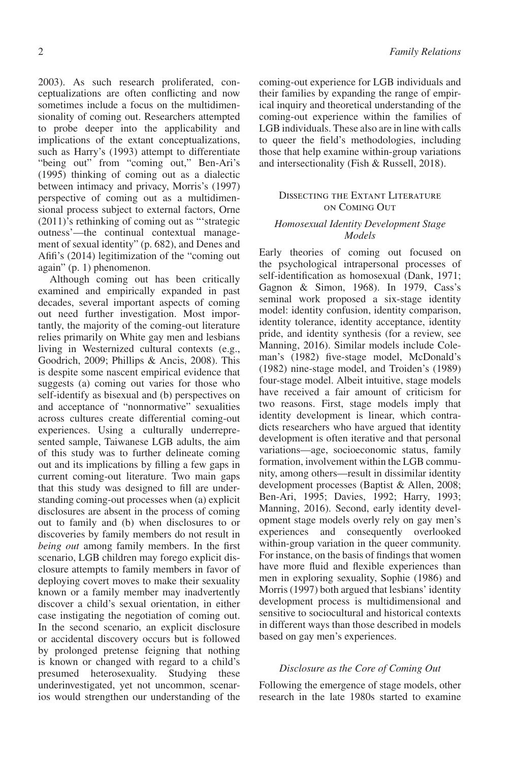2003). As such research proliferated, conceptualizations are often conflicting and now sometimes include a focus on the multidimensionality of coming out. Researchers attempted to probe deeper into the applicability and implications of the extant conceptualizations, such as Harry's (1993) attempt to differentiate "being out" from "coming out," Ben-Ari's (1995) thinking of coming out as a dialectic between intimacy and privacy, Morris's (1997) perspective of coming out as a multidimensional process subject to external factors, Orne (2011)'s rethinking of coming out as "'strategic outness'—the continual contextual management of sexual identity" (p. 682), and Denes and Afifi's (2014) legitimization of the "coming out again" (p. 1) phenomenon.

Although coming out has been critically examined and empirically expanded in past decades, several important aspects of coming out need further investigation. Most importantly, the majority of the coming-out literature relies primarily on White gay men and lesbians living in Westernized cultural contexts (e.g., Goodrich, 2009; Phillips & Ancis, 2008). This is despite some nascent empirical evidence that suggests (a) coming out varies for those who self-identify as bisexual and (b) perspectives on and acceptance of "nonnormative" sexualities across cultures create differential coming-out experiences. Using a culturally underrepresented sample, Taiwanese LGB adults, the aim of this study was to further delineate coming out and its implications by filling a few gaps in current coming-out literature. Two main gaps that this study was designed to fill are understanding coming-out processes when (a) explicit disclosures are absent in the process of coming out to family and (b) when disclosures to or discoveries by family members do not result in *being out* among family members. In the first scenario, LGB children may forego explicit disclosure attempts to family members in favor of deploying covert moves to make their sexuality known or a family member may inadvertently discover a child's sexual orientation, in either case instigating the negotiation of coming out. In the second scenario, an explicit disclosure or accidental discovery occurs but is followed by prolonged pretense feigning that nothing is known or changed with regard to a child's presumed heterosexuality. Studying these underinvestigated, yet not uncommon, scenarios would strengthen our understanding of the coming-out experience for LGB individuals and their families by expanding the range of empirical inquiry and theoretical understanding of the coming-out experience within the families of LGB individuals. These also are in line with calls to queer the field's methodologies, including those that help examine within-group variations and intersectionality (Fish & Russell, 2018).

## Dissecting the Extant Literature on Coming Out

### *Homosexual Identity Development Stage Models*

Early theories of coming out focused on the psychological intrapersonal processes of self-identification as homosexual (Dank, 1971; Gagnon & Simon, 1968). In 1979, Cass's seminal work proposed a six-stage identity model: identity confusion, identity comparison, identity tolerance, identity acceptance, identity pride, and identity synthesis (for a review, see Manning, 2016). Similar models include Coleman's (1982) five-stage model, McDonald's (1982) nine-stage model, and Troiden's (1989) four-stage model. Albeit intuitive, stage models have received a fair amount of criticism for two reasons. First, stage models imply that identity development is linear, which contradicts researchers who have argued that identity development is often iterative and that personal variations—age, socioeconomic status, family formation, involvement within the LGB community, among others—result in dissimilar identity development processes (Baptist & Allen, 2008; Ben-Ari, 1995; Davies, 1992; Harry, 1993; Manning, 2016). Second, early identity development stage models overly rely on gay men's experiences and consequently overlooked within-group variation in the queer community. For instance, on the basis of findings that women have more fluid and flexible experiences than men in exploring sexuality, Sophie (1986) and Morris (1997) both argued that lesbians' identity development process is multidimensional and sensitive to sociocultural and historical contexts in different ways than those described in models based on gay men's experiences.

### *Disclosure as the Core of Coming Out*

Following the emergence of stage models, other research in the late 1980s started to examine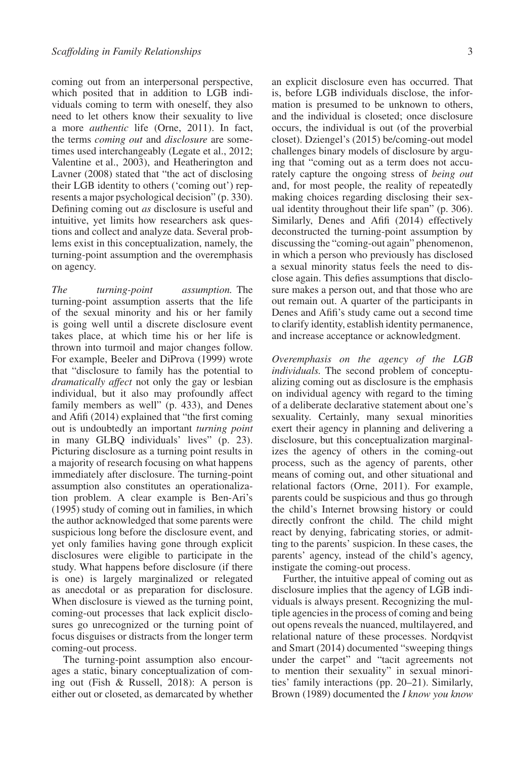coming out from an interpersonal perspective, which posited that in addition to LGB individuals coming to term with oneself, they also need to let others know their sexuality to live a more *authentic* life (Orne, 2011). In fact, the terms *coming out* and *disclosure* are sometimes used interchangeably (Legate et al., 2012; Valentine et al., 2003), and Heatherington and Lavner (2008) stated that "the act of disclosing their LGB identity to others ('coming out') represents a major psychological decision" (p. 330). Defining coming out *as* disclosure is useful and intuitive, yet limits how researchers ask questions and collect and analyze data. Several problems exist in this conceptualization, namely, the turning-point assumption and the overemphasis on agency.

*The turning-point assumption.* The turning-point assumption asserts that the life of the sexual minority and his or her family is going well until a discrete disclosure event takes place, at which time his or her life is thrown into turmoil and major changes follow. For example, Beeler and DiProva (1999) wrote that "disclosure to family has the potential to *dramatically affect* not only the gay or lesbian individual, but it also may profoundly affect family members as well" (p. 433), and Denes and Afifi (2014) explained that "the first coming out is undoubtedly an important *turning point* in many GLBQ individuals' lives" (p. 23). Picturing disclosure as a turning point results in a majority of research focusing on what happens immediately after disclosure. The turning-point assumption also constitutes an operationalization problem. A clear example is Ben-Ari's (1995) study of coming out in families, in which the author acknowledged that some parents were suspicious long before the disclosure event, and yet only families having gone through explicit disclosures were eligible to participate in the study. What happens before disclosure (if there is one) is largely marginalized or relegated as anecdotal or as preparation for disclosure. When disclosure is viewed as the turning point, coming-out processes that lack explicit disclosures go unrecognized or the turning point of focus disguises or distracts from the longer term coming-out process.

The turning-point assumption also encourages a static, binary conceptualization of coming out (Fish & Russell, 2018): A person is either out or closeted, as demarcated by whether an explicit disclosure even has occurred. That is, before LGB individuals disclose, the information is presumed to be unknown to others, and the individual is closeted; once disclosure occurs, the individual is out (of the proverbial closet). Dziengel's (2015) be/coming-out model challenges binary models of disclosure by arguing that "coming out as a term does not accurately capture the ongoing stress of *being out* and, for most people, the reality of repeatedly making choices regarding disclosing their sexual identity throughout their life span" (p. 306). Similarly, Denes and Afifi (2014) effectively deconstructed the turning-point assumption by discussing the "coming-out again" phenomenon, in which a person who previously has disclosed a sexual minority status feels the need to disclose again. This defies assumptions that disclosure makes a person out, and that those who are out remain out. A quarter of the participants in Denes and Afifi's study came out a second time to clarify identity, establish identity permanence, and increase acceptance or acknowledgment.

*Overemphasis on the agency of the LGB individuals.* The second problem of conceptualizing coming out as disclosure is the emphasis on individual agency with regard to the timing of a deliberate declarative statement about one's sexuality. Certainly, many sexual minorities exert their agency in planning and delivering a disclosure, but this conceptualization marginalizes the agency of others in the coming-out process, such as the agency of parents, other means of coming out, and other situational and relational factors (Orne, 2011). For example, parents could be suspicious and thus go through the child's Internet browsing history or could directly confront the child. The child might react by denying, fabricating stories, or admitting to the parents' suspicion. In these cases, the parents' agency, instead of the child's agency, instigate the coming-out process.

Further, the intuitive appeal of coming out as disclosure implies that the agency of LGB individuals is always present. Recognizing the multiple agencies in the process of coming and being out opens reveals the nuanced, multilayered, and relational nature of these processes. Nordqvist and Smart (2014) documented "sweeping things under the carpet" and "tacit agreements not to mention their sexuality" in sexual minorities' family interactions (pp. 20–21). Similarly, Brown (1989) documented the *I know you know*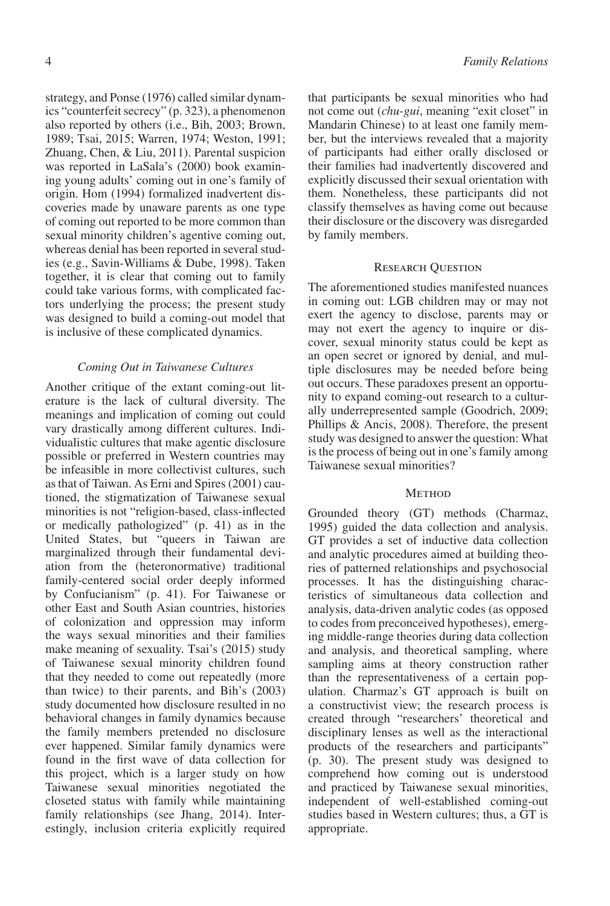strategy, and Ponse (1976) called similar dynamics "counterfeit secrecy" (p. 323), a phenomenon also reported by others (i.e., Bih, 2003; Brown, 1989; Tsai, 2015; Warren, 1974; Weston, 1991; Zhuang, Chen, & Liu, 2011). Parental suspicion was reported in LaSala's (2000) book examining young adults' coming out in one's family of origin. Hom (1994) formalized inadvertent discoveries made by unaware parents as one type of coming out reported to be more common than sexual minority children's agentive coming out, whereas denial has been reported in several studies (e.g., Savin-Williams & Dube, 1998). Taken together, it is clear that coming out to family could take various forms, with complicated factors underlying the process; the present study was designed to build a coming-out model that is inclusive of these complicated dynamics.

### *Coming Out in Taiwanese Cultures*

Another critique of the extant coming-out literature is the lack of cultural diversity. The meanings and implication of coming out could vary drastically among different cultures. Individualistic cultures that make agentic disclosure possible or preferred in Western countries may be infeasible in more collectivist cultures, such as that of Taiwan. As Erni and Spires (2001) cautioned, the stigmatization of Taiwanese sexual minorities is not "religion-based, class-inflected or medically pathologized" (p. 41) as in the United States, but "queers in Taiwan are marginalized through their fundamental deviation from the (heteronormative) traditional family-centered social order deeply informed by Confucianism" (p. 41). For Taiwanese or other East and South Asian countries, histories of colonization and oppression may inform the ways sexual minorities and their families make meaning of sexuality. Tsai's (2015) study of Taiwanese sexual minority children found that they needed to come out repeatedly (more than twice) to their parents, and Bih's (2003) study documented how disclosure resulted in no behavioral changes in family dynamics because the family members pretended no disclosure ever happened. Similar family dynamics were found in the first wave of data collection for this project, which is a larger study on how Taiwanese sexual minorities negotiated the closeted status with family while maintaining family relationships (see Jhang, 2014). Interestingly, inclusion criteria explicitly required that participants be sexual minorities who had not come out (*chu-gui*, meaning "exit closet" in Mandarin Chinese) to at least one family member, but the interviews revealed that a majority of participants had either orally disclosed or their families had inadvertently discovered and explicitly discussed their sexual orientation with them. Nonetheless, these participants did not classify themselves as having come out because their disclosure or the discovery was disregarded by family members.

## Research Question

The aforementioned studies manifested nuances in coming out: LGB children may or may not exert the agency to disclose, parents may or may not exert the agency to inquire or discover, sexual minority status could be kept as an open secret or ignored by denial, and multiple disclosures may be needed before being out occurs. These paradoxes present an opportunity to expand coming-out research to a culturally underrepresented sample (Goodrich, 2009; Phillips & Ancis, 2008). Therefore, the present study was designed to answer the question: What is the process of being out in one's family among Taiwanese sexual minorities?

## Method

Grounded theory (GT) methods (Charmaz, 1995) guided the data collection and analysis. GT provides a set of inductive data collection and analytic procedures aimed at building theories of patterned relationships and psychosocial processes. It has the distinguishing characteristics of simultaneous data collection and analysis, data-driven analytic codes (as opposed to codes from preconceived hypotheses), emerging middle-range theories during data collection and analysis, and theoretical sampling, where sampling aims at theory construction rather than the representativeness of a certain population. Charmaz's GT approach is built on a constructivist view; the research process is created through "researchers' theoretical and disciplinary lenses as well as the interactional products of the researchers and participants" (p. 30). The present study was designed to comprehend how coming out is understood and practiced by Taiwanese sexual minorities, independent of well-established coming-out studies based in Western cultures; thus, a GT is appropriate.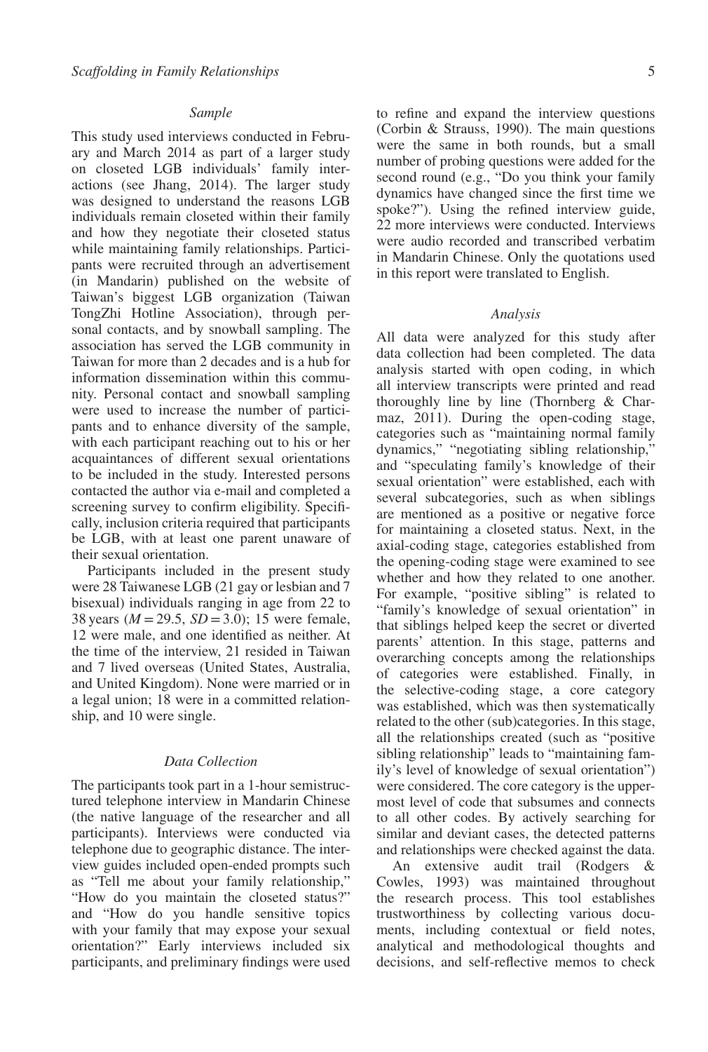### *Sample*

This study used interviews conducted in February and March 2014 as part of a larger study on closeted LGB individuals' family interactions (see Jhang, 2014). The larger study was designed to understand the reasons LGB individuals remain closeted within their family and how they negotiate their closeted status while maintaining family relationships. Participants were recruited through an advertisement (in Mandarin) published on the website of Taiwan's biggest LGB organization (Taiwan TongZhi Hotline Association), through personal contacts, and by snowball sampling. The association has served the LGB community in Taiwan for more than 2 decades and is a hub for information dissemination within this community. Personal contact and snowball sampling were used to increase the number of participants and to enhance diversity of the sample, with each participant reaching out to his or her acquaintances of different sexual orientations to be included in the study. Interested persons contacted the author via e-mail and completed a screening survey to confirm eligibility. Specifically, inclusion criteria required that participants be LGB, with at least one parent unaware of their sexual orientation.

Participants included in the present study were 28 Taiwanese LGB (21 gay or lesbian and 7 bisexual) individuals ranging in age from 22 to 38 years ($M = 29.5$, $SD = 3.0$); 15 were female, 12 were male, and one identified as neither. At the time of the interview, 21 resided in Taiwan and 7 lived overseas (United States, Australia, and United Kingdom). None were married or in a legal union; 18 were in a committed relationship, and 10 were single.

### *Data Collection*

The participants took part in a 1-hour semistructured telephone interview in Mandarin Chinese (the native language of the researcher and all participants). Interviews were conducted via telephone due to geographic distance. The interview guides included open-ended prompts such as "Tell me about your family relationship," "How do you maintain the closeted status?" and "How do you handle sensitive topics with your family that may expose your sexual orientation?" Early interviews included six participants, and preliminary findings were used to refine and expand the interview questions (Corbin & Strauss, 1990). The main questions were the same in both rounds, but a small number of probing questions were added for the second round (e.g., "Do you think your family dynamics have changed since the first time we spoke?"). Using the refined interview guide, 22 more interviews were conducted. Interviews were audio recorded and transcribed verbatim in Mandarin Chinese. Only the quotations used in this report were translated to English.

### *Analysis*

All data were analyzed for this study after data collection had been completed. The data analysis started with open coding, in which all interview transcripts were printed and read thoroughly line by line (Thornberg & Charmaz, 2011). During the open-coding stage, categories such as "maintaining normal family dynamics," "negotiating sibling relationship," and "speculating family's knowledge of their sexual orientation" were established, each with several subcategories, such as when siblings are mentioned as a positive or negative force for maintaining a closeted status. Next, in the axial-coding stage, categories established from the opening-coding stage were examined to see whether and how they related to one another. For example, "positive sibling" is related to "family's knowledge of sexual orientation" in that siblings helped keep the secret or diverted parents' attention. In this stage, patterns and overarching concepts among the relationships of categories were established. Finally, in the selective-coding stage, a core category was established, which was then systematically related to the other (sub)categories. In this stage, all the relationships created (such as "positive sibling relationship" leads to "maintaining family's level of knowledge of sexual orientation") were considered. The core category is the uppermost level of code that subsumes and connects to all other codes. By actively searching for similar and deviant cases, the detected patterns and relationships were checked against the data.

An extensive audit trail (Rodgers & Cowles, 1993) was maintained throughout the research process. This tool establishes trustworthiness by collecting various documents, including contextual or field notes, analytical and methodological thoughts and decisions, and self-reflective memos to check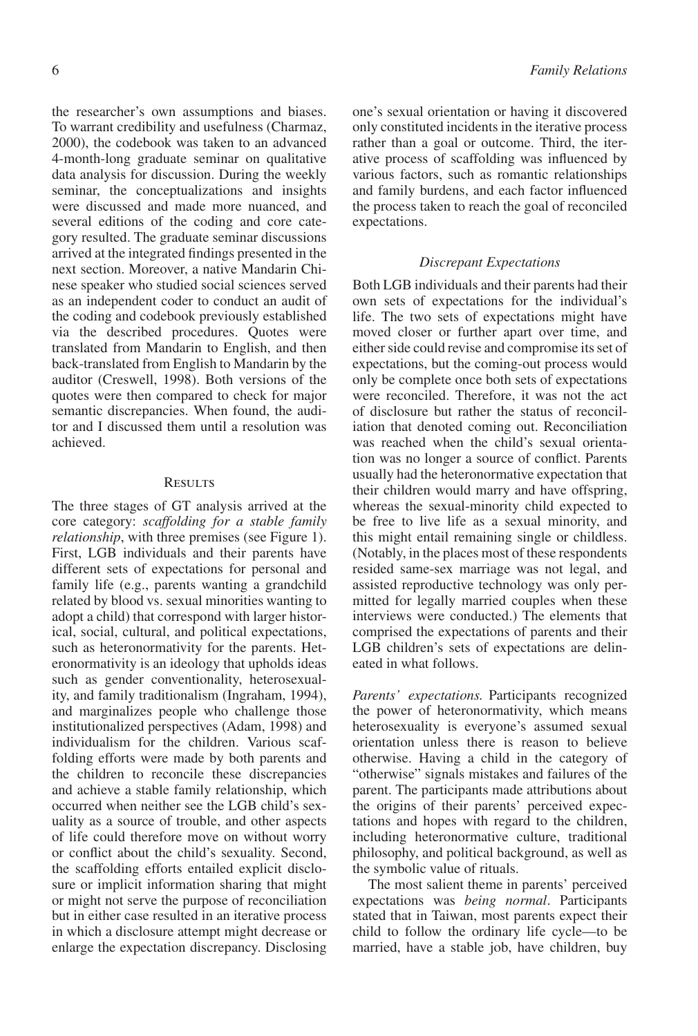the researcher's own assumptions and biases. To warrant credibility and usefulness (Charmaz, 2000), the codebook was taken to an advanced 4-month-long graduate seminar on qualitative data analysis for discussion. During the weekly seminar, the conceptualizations and insights were discussed and made more nuanced, and several editions of the coding and core category resulted. The graduate seminar discussions arrived at the integrated findings presented in the next section. Moreover, a native Mandarin Chinese speaker who studied social sciences served as an independent coder to conduct an audit of the coding and codebook previously established via the described procedures. Quotes were translated from Mandarin to English, and then back-translated from English to Mandarin by the auditor (Creswell, 1998). Both versions of the quotes were then compared to check for major semantic discrepancies. When found, the auditor and I discussed them until a resolution was achieved.

## Results

The three stages of GT analysis arrived at the core category: *scaffolding for a stable family relationship*, with three premises (see Figure 1). First, LGB individuals and their parents have different sets of expectations for personal and family life (e.g., parents wanting a grandchild related by blood vs. sexual minorities wanting to adopt a child) that correspond with larger historical, social, cultural, and political expectations, such as heteronormativity for the parents. Heteronormativity is an ideology that upholds ideas such as gender conventionality, heterosexuality, and family traditionalism (Ingraham, 1994), and marginalizes people who challenge those institutionalized perspectives (Adam, 1998) and individualism for the children. Various scaffolding efforts were made by both parents and the children to reconcile these discrepancies and achieve a stable family relationship, which occurred when neither see the LGB child's sexuality as a source of trouble, and other aspects of life could therefore move on without worry or conflict about the child's sexuality. Second, the scaffolding efforts entailed explicit disclosure or implicit information sharing that might or might not serve the purpose of reconciliation but in either case resulted in an iterative process in which a disclosure attempt might decrease or enlarge the expectation discrepancy. Disclosing one's sexual orientation or having it discovered only constituted incidents in the iterative process rather than a goal or outcome. Third, the iterative process of scaffolding was influenced by various factors, such as romantic relationships and family burdens, and each factor influenced the process taken to reach the goal of reconciled expectations.

### *Discrepant Expectations*

Both LGB individuals and their parents had their own sets of expectations for the individual's life. The two sets of expectations might have moved closer or further apart over time, and either side could revise and compromise its set of expectations, but the coming-out process would only be complete once both sets of expectations were reconciled. Therefore, it was not the act of disclosure but rather the status of reconciliation that denoted coming out. Reconciliation was reached when the child's sexual orientation was no longer a source of conflict. Parents usually had the heteronormative expectation that their children would marry and have offspring, whereas the sexual-minority child expected to be free to live life as a sexual minority, and this might entail remaining single or childless. (Notably, in the places most of these respondents resided same-sex marriage was not legal, and assisted reproductive technology was only permitted for legally married couples when these interviews were conducted.) The elements that comprised the expectations of parents and their LGB children's sets of expectations are delineated in what follows.

*Parents' expectations.* Participants recognized the power of heteronormativity, which means heterosexuality is everyone's assumed sexual orientation unless there is reason to believe otherwise. Having a child in the category of "otherwise" signals mistakes and failures of the parent. The participants made attributions about the origins of their parents' perceived expectations and hopes with regard to the children, including heteronormative culture, traditional philosophy, and political background, as well as the symbolic value of rituals.

The most salient theme in parents' perceived expectations was *being normal*. Participants stated that in Taiwan, most parents expect their child to follow the ordinary life cycle—to be married, have a stable job, have children, buy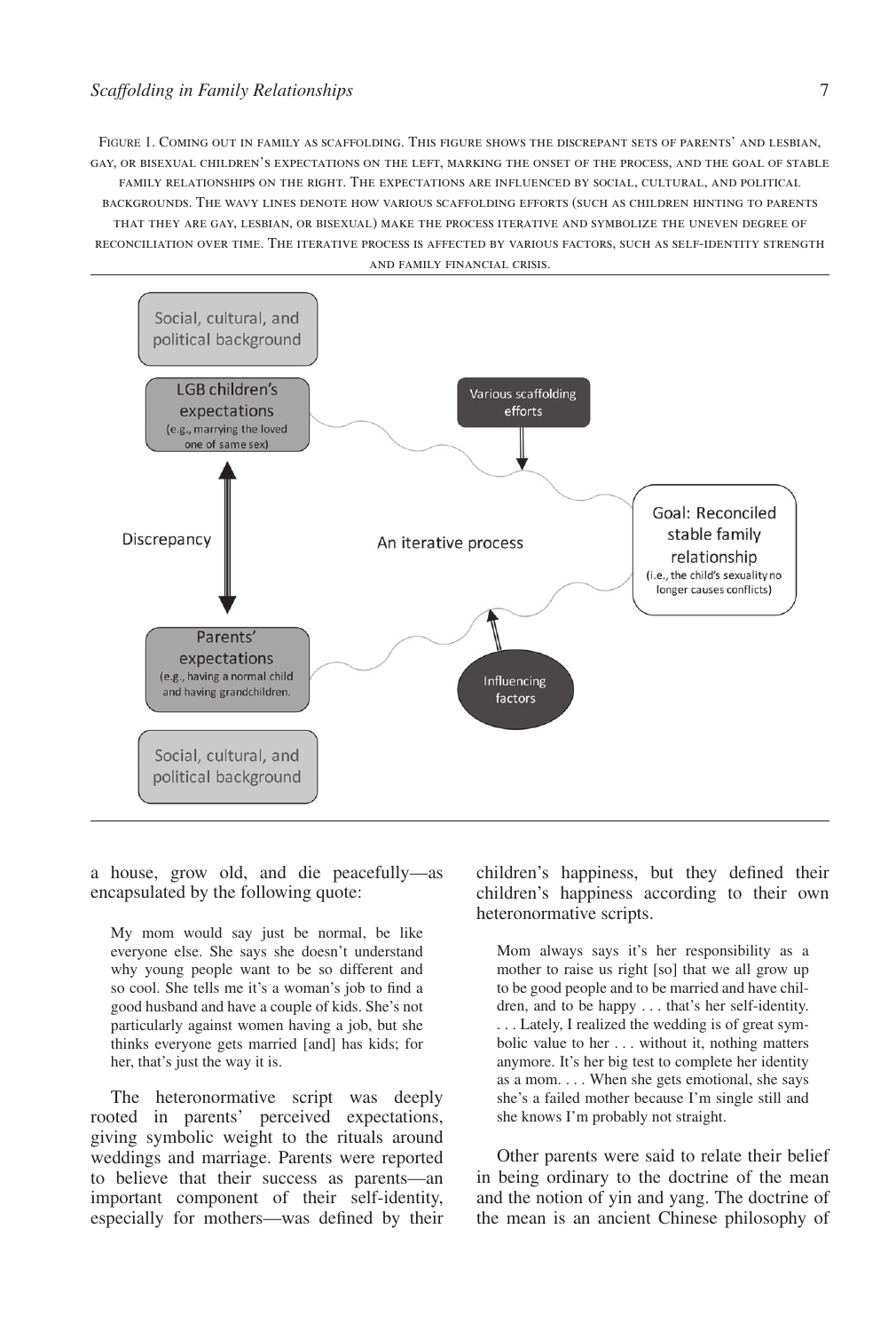Figure 1. Coming out in family as scaffolding. This figure shows the discrepant sets of parents' and lesbian, gay, or bisexual children's expectations on the left, marking the onset of the process, and the goal of stable family relationships on the right. The expectations are influenced by social, cultural, and political backgrounds. The wavy lines denote how various scaffolding efforts (such as children hinting to parents that they are gay, lesbian, or bisexual) make the process iterative and symbolize the uneven degree of reconciliation over time. The iterative process is affected by various factors, such as self-identity strength and family financial crisis.

a house, grow old, and die peacefully—as encapsulated by the following quote:

> My mom would say just be normal, be like everyone else. She says she doesn't understand why young people want to be so different and so cool. She tells me it's a woman's job to find a good husband and have a couple of kids. She's not particularly against women having a job, but she thinks everyone gets married [and] has kids; for her, that's just the way it is.

The heteronormative script was deeply rooted in parents' perceived expectations, giving symbolic weight to the rituals around weddings and marriage. Parents were reported to believe that their success as parents—an important component of their self-identity, especially for mothers—was defined by their children's happiness, but they defined their children's happiness according to their own heteronormative scripts.

> Mom always says it's her responsibility as a mother to raise us right [so] that we all grow up to be good people and to be married and have children, and to be happy . . . that's her self-identity. . . . Lately, I realized the wedding is of great symbolic value to her . . . without it, nothing matters anymore. It's her big test to complete her identity as a mom. . . . When she gets emotional, she says she's a failed mother because I'm single still and she knows I'm probably not straight.

Other parents were said to relate their belief in being ordinary to the doctrine of the mean and the notion of yin and yang. The doctrine of the mean is an ancient Chinese philosophy of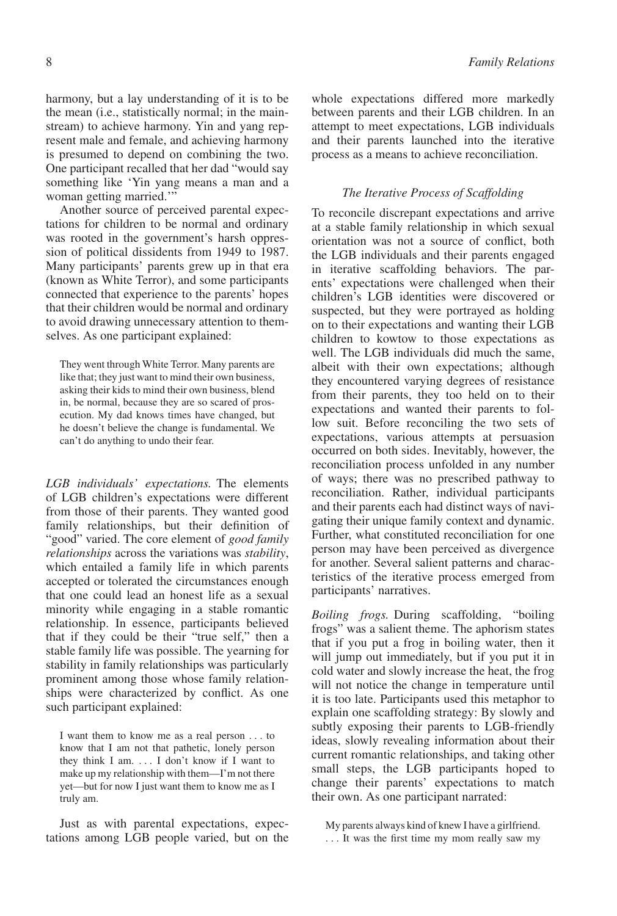harmony, but a lay understanding of it is to be the mean (i.e., statistically normal; in the mainstream) to achieve harmony. Yin and yang represent male and female, and achieving harmony is presumed to depend on combining the two. One participant recalled that her dad "would say something like 'Yin yang means a man and a woman getting married.'"

Another source of perceived parental expectations for children to be normal and ordinary was rooted in the government's harsh oppression of political dissidents from 1949 to 1987. Many participants' parents grew up in that era (known as White Terror), and some participants connected that experience to the parents' hopes that their children would be normal and ordinary to avoid drawing unnecessary attention to themselves. As one participant explained:

> They went through White Terror. Many parents are like that; they just want to mind their own business, asking their kids to mind their own business, blend in, be normal, because they are so scared of prosecution. My dad knows times have changed, but he doesn't believe the change is fundamental. We can't do anything to undo their fear.

*LGB individuals' expectations.* The elements of LGB children's expectations were different from those of their parents. They wanted good family relationships, but their definition of "good" varied. The core element of *good family relationships* across the variations was *stability*, which entailed a family life in which parents accepted or tolerated the circumstances enough that one could lead an honest life as a sexual minority while engaging in a stable romantic relationship. In essence, participants believed that if they could be their "true self," then a stable family life was possible. The yearning for stability in family relationships was particularly prominent among those whose family relationships were characterized by conflict. As one such participant explained:

> I want them to know me as a real person . . . to know that I am not that pathetic, lonely person they think I am. . . . I don't know if I want to make up my relationship with them—I'm not there yet—but for now I just want them to know me as I truly am.

Just as with parental expectations, expectations among LGB people varied, but on the whole expectations differed more markedly between parents and their LGB children. In an attempt to meet expectations, LGB individuals and their parents launched into the iterative process as a means to achieve reconciliation.

### *The Iterative Process of Scaffolding*

To reconcile discrepant expectations and arrive at a stable family relationship in which sexual orientation was not a source of conflict, both the LGB individuals and their parents engaged in iterative scaffolding behaviors. The parents' expectations were challenged when their children's LGB identities were discovered or suspected, but they were portrayed as holding on to their expectations and wanting their LGB children to kowtow to those expectations as well. The LGB individuals did much the same, albeit with their own expectations; although they encountered varying degrees of resistance from their parents, they too held on to their expectations and wanted their parents to follow suit. Before reconciling the two sets of expectations, various attempts at persuasion occurred on both sides. Inevitably, however, the reconciliation process unfolded in any number of ways; there was no prescribed pathway to reconciliation. Rather, individual participants and their parents each had distinct ways of navigating their unique family context and dynamic. Further, what constituted reconciliation for one person may have been perceived as divergence for another. Several salient patterns and characteristics of the iterative process emerged from participants' narratives.

*Boiling frogs.* During scaffolding, "boiling frogs" was a salient theme. The aphorism states that if you put a frog in boiling water, then it will jump out immediately, but if you put it in cold water and slowly increase the heat, the frog will not notice the change in temperature until it is too late. Participants used this metaphor to explain one scaffolding strategy: By slowly and subtly exposing their parents to LGB-friendly ideas, slowly revealing information about their current romantic relationships, and taking other small steps, the LGB participants hoped to change their parents' expectations to match their own. As one participant narrated:

> My parents always kind of knew I have a girlfriend. . . . It was the first time my mom really saw my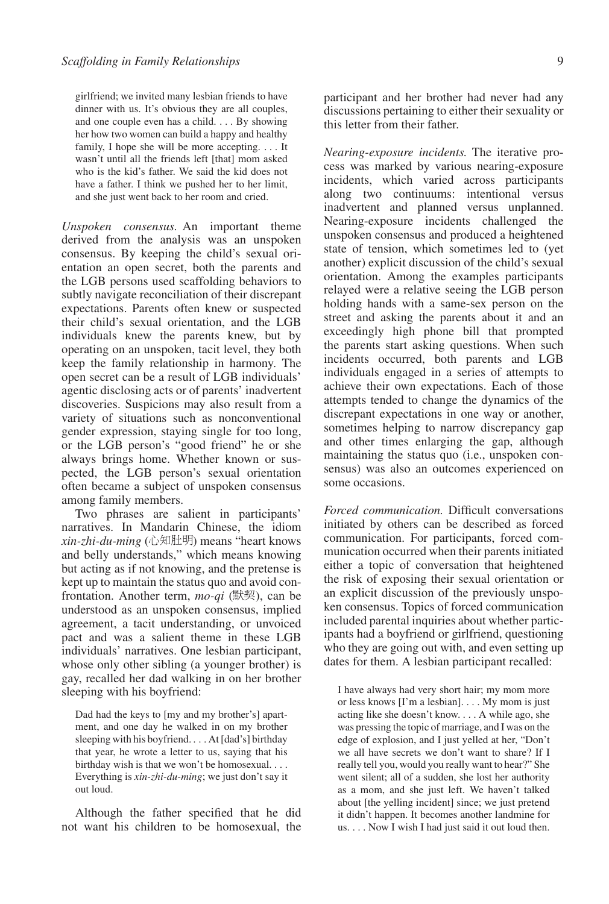> girlfriend; we invited many lesbian friends to have dinner with us. It's obvious they are all couples, and one couple even has a child. . . . By showing her how two women can build a happy and healthy family, I hope she will be more accepting. . . . It wasn't until all the friends left [that] mom asked who is the kid's father. We said the kid does not have a father. I think we pushed her to her limit, and she just went back to her room and cried.

*Unspoken consensus.* An important theme derived from the analysis was an unspoken consensus. By keeping the child's sexual orientation an open secret, both the parents and the LGB persons used scaffolding behaviors to subtly navigate reconciliation of their discrepant expectations. Parents often knew or suspected their child's sexual orientation, and the LGB individuals knew the parents knew, but by operating on an unspoken, tacit level, they both keep the family relationship in harmony. The open secret can be a result of LGB individuals' agentic disclosing acts or of parents' inadvertent discoveries. Suspicions may also result from a variety of situations such as nonconventional gender expression, staying single for too long, or the LGB person's "good friend" he or she always brings home. Whether known or suspected, the LGB person's sexual orientation often became a subject of unspoken consensus among family members.

Two phrases are salient in participants' narratives. In Mandarin Chinese, the idiom *xin-zhi-du-ming* (心知肚明) means "heart knows and belly understands," which means knowing but acting as if not knowing, and the pretense is kept up to maintain the status quo and avoid confrontation. Another term, *mo-qi* (默契), can be understood as an unspoken consensus, implied agreement, a tacit understanding, or unvoiced pact and was a salient theme in these LGB individuals' narratives. One lesbian participant, whose only other sibling (a younger brother) is gay, recalled her dad walking in on her brother sleeping with his boyfriend:

> Dad had the keys to [my and my brother's] apartment, and one day he walked in on my brother sleeping with his boyfriend. . . . At [dad's] birthday that year, he wrote a letter to us, saying that his birthday wish is that we won't be homosexual. . . . Everything is *xin-zhi-du-ming*; we just don't say it out loud.

Although the father specified that he did not want his children to be homosexual, the participant and her brother had never had any discussions pertaining to either their sexuality or this letter from their father.

*Nearing-exposure incidents.* The iterative process was marked by various nearing-exposure incidents, which varied across participants along two continuums: intentional versus inadvertent and planned versus unplanned. Nearing-exposure incidents challenged the unspoken consensus and produced a heightened state of tension, which sometimes led to (yet another) explicit discussion of the child's sexual orientation. Among the examples participants relayed were a relative seeing the LGB person holding hands with a same-sex person on the street and asking the parents about it and an exceedingly high phone bill that prompted the parents start asking questions. When such incidents occurred, both parents and LGB individuals engaged in a series of attempts to achieve their own expectations. Each of those attempts tended to change the dynamics of the discrepant expectations in one way or another, sometimes helping to narrow discrepancy gap and other times enlarging the gap, although maintaining the status quo (i.e., unspoken consensus) was also an outcomes experienced on some occasions.

*Forced communication.* Difficult conversations initiated by others can be described as forced communication. For participants, forced communication occurred when their parents initiated either a topic of conversation that heightened the risk of exposing their sexual orientation or an explicit discussion of the previously unspoken consensus. Topics of forced communication included parental inquiries about whether participants had a boyfriend or girlfriend, questioning who they are going out with, and even setting up dates for them. A lesbian participant recalled:

> I have always had very short hair; my mom more or less knows [I'm a lesbian]. . . . My mom is just acting like she doesn't know. . . . A while ago, she was pressing the topic of marriage, and I was on the edge of explosion, and I just yelled at her, "Don't we all have secrets we don't want to share? If I really tell you, would you really want to hear?" She went silent; all of a sudden, she lost her authority as a mom, and she just left. We haven't talked about [the yelling incident] since; we just pretend it didn't happen. It becomes another landmine for us. . . . Now I wish I had just said it out loud then.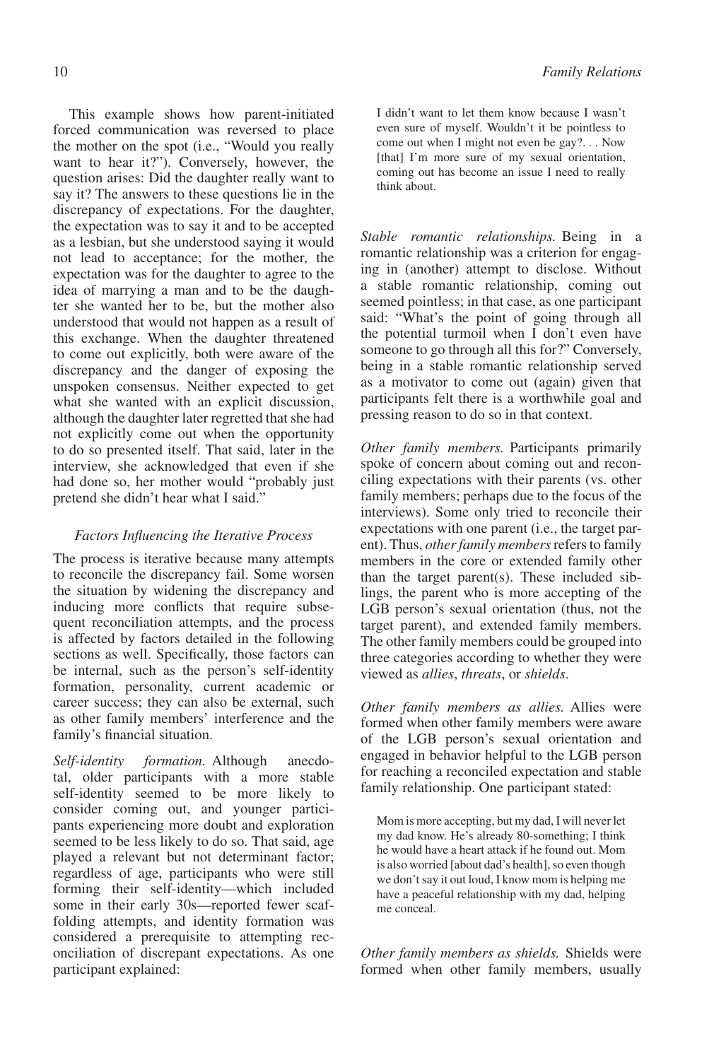This example shows how parent-initiated forced communication was reversed to place the mother on the spot (i.e., "Would you really want to hear it?"). Conversely, however, the question arises: Did the daughter really want to say it? The answers to these questions lie in the discrepancy of expectations. For the daughter, the expectation was to say it and to be accepted as a lesbian, but she understood saying it would not lead to acceptance; for the mother, the expectation was for the daughter to agree to the idea of marrying a man and to be the daughter she wanted her to be, but the mother also understood that would not happen as a result of this exchange. When the daughter threatened to come out explicitly, both were aware of the discrepancy and the danger of exposing the unspoken consensus. Neither expected to get what she wanted with an explicit discussion, although the daughter later regretted that she had not explicitly come out when the opportunity to do so presented itself. That said, later in the interview, she acknowledged that even if she had done so, her mother would "probably just pretend she didn't hear what I said."

### *Factors Influencing the Iterative Process*

The process is iterative because many attempts to reconcile the discrepancy fail. Some worsen the situation by widening the discrepancy and inducing more conflicts that require subsequent reconciliation attempts, and the process is affected by factors detailed in the following sections as well. Specifically, those factors can be internal, such as the person's self-identity formation, personality, current academic or career success; they can also be external, such as other family members' interference and the family's financial situation.

*Self-identity formation.* Although anecdotal, older participants with a more stable self-identity seemed to be more likely to consider coming out, and younger participants experiencing more doubt and exploration seemed to be less likely to do so. That said, age played a relevant but not determinant factor; regardless of age, participants who were still forming their self-identity—which included some in their early 30s—reported fewer scaffolding attempts, and identity formation was considered a prerequisite to attempting reconciliation of discrepant expectations. As one participant explained:

> I didn't want to let them know because I wasn't even sure of myself. Wouldn't it be pointless to come out when I might not even be gay?. . . Now [that] I'm more sure of my sexual orientation, coming out has become an issue I need to really think about.

*Stable romantic relationships.* Being in a romantic relationship was a criterion for engaging in (another) attempt to disclose. Without a stable romantic relationship, coming out seemed pointless; in that case, as one participant said: "What's the point of going through all the potential turmoil when I don't even have someone to go through all this for?" Conversely, being in a stable romantic relationship served as a motivator to come out (again) given that participants felt there is a worthwhile goal and pressing reason to do so in that context.

*Other family members.* Participants primarily spoke of concern about coming out and reconciling expectations with their parents (vs. other family members; perhaps due to the focus of the interviews). Some only tried to reconcile their expectations with one parent (i.e., the target parent). Thus, *other family members* refers to family members in the core or extended family other than the target parent(s). These included siblings, the parent who is more accepting of the LGB person's sexual orientation (thus, not the target parent), and extended family members. The other family members could be grouped into three categories according to whether they were viewed as *allies*, *threats*, or *shields*.

*Other family members as allies.* Allies were formed when other family members were aware of the LGB person's sexual orientation and engaged in behavior helpful to the LGB person for reaching a reconciled expectation and stable family relationship. One participant stated:

> Mom is more accepting, but my dad, I will never let my dad know. He's already 80-something; I think he would have a heart attack if he found out. Mom is also worried [about dad's health], so even though we don't say it out loud, I know mom is helping me have a peaceful relationship with my dad, helping me conceal.

*Other family members as shields.* Shields were formed when other family members, usually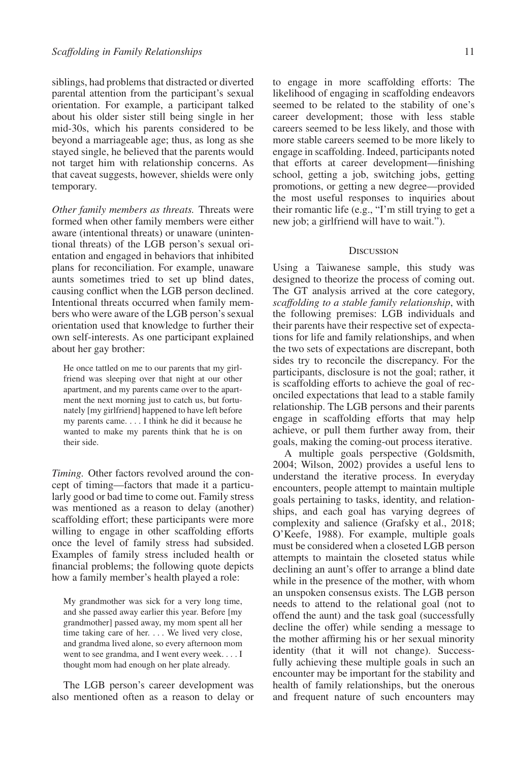siblings, had problems that distracted or diverted parental attention from the participant's sexual orientation. For example, a participant talked about his older sister still being single in her mid-30s, which his parents considered to be beyond a marriageable age; thus, as long as she stayed single, he believed that the parents would not target him with relationship concerns. As that caveat suggests, however, shields were only temporary.

*Other family members as threats.* Threats were formed when other family members were either aware (intentional threats) or unaware (unintentional threats) of the LGB person's sexual orientation and engaged in behaviors that inhibited plans for reconciliation. For example, unaware aunts sometimes tried to set up blind dates, causing conflict when the LGB person declined. Intentional threats occurred when family members who were aware of the LGB person's sexual orientation used that knowledge to further their own self-interests. As one participant explained about her gay brother:

> He once tattled on me to our parents that my girlfriend was sleeping over that night at our other apartment, and my parents came over to the apartment the next morning just to catch us, but fortunately [my girlfriend] happened to have left before my parents came. . . . I think he did it because he wanted to make my parents think that he is on their side.

*Timing.* Other factors revolved around the concept of timing—factors that made it a particularly good or bad time to come out. Family stress was mentioned as a reason to delay (another) scaffolding effort; these participants were more willing to engage in other scaffolding efforts once the level of family stress had subsided. Examples of family stress included health or financial problems; the following quote depicts how a family member's health played a role:

> My grandmother was sick for a very long time, and she passed away earlier this year. Before [my grandmother] passed away, my mom spent all her time taking care of her. . . . We lived very close, and grandma lived alone, so every afternoon mom went to see grandma, and I went every week. . . . I thought mom had enough on her plate already.

The LGB person's career development was also mentioned often as a reason to delay or to engage in more scaffolding efforts: The likelihood of engaging in scaffolding endeavors seemed to be related to the stability of one's career development; those with less stable careers seemed to be less likely, and those with more stable careers seemed to be more likely to engage in scaffolding. Indeed, participants noted that efforts at career development—finishing school, getting a job, switching jobs, getting promotions, or getting a new degree—provided the most useful responses to inquiries about their romantic life (e.g., "I'm still trying to get a new job; a girlfriend will have to wait.").

## Discussion

Using a Taiwanese sample, this study was designed to theorize the process of coming out. The GT analysis arrived at the core category, *scaffolding to a stable family relationship*, with the following premises: LGB individuals and their parents have their respective set of expectations for life and family relationships, and when the two sets of expectations are discrepant, both sides try to reconcile the discrepancy. For the participants, disclosure is not the goal; rather, it is scaffolding efforts to achieve the goal of reconciled expectations that lead to a stable family relationship. The LGB persons and their parents engage in scaffolding efforts that may help achieve, or pull them further away from, their goals, making the coming-out process iterative.

A multiple goals perspective (Goldsmith, 2004; Wilson, 2002) provides a useful lens to understand the iterative process. In everyday encounters, people attempt to maintain multiple goals pertaining to tasks, identity, and relationships, and each goal has varying degrees of complexity and salience (Grafsky et al., 2018; O'Keefe, 1988). For example, multiple goals must be considered when a closeted LGB person attempts to maintain the closeted status while declining an aunt's offer to arrange a blind date while in the presence of the mother, with whom an unspoken consensus exists. The LGB person needs to attend to the relational goal (not to offend the aunt) and the task goal (successfully decline the offer) while sending a message to the mother affirming his or her sexual minority identity (that it will not change). Successfully achieving these multiple goals in such an encounter may be important for the stability and health of family relationships, but the onerous and frequent nature of such encounters may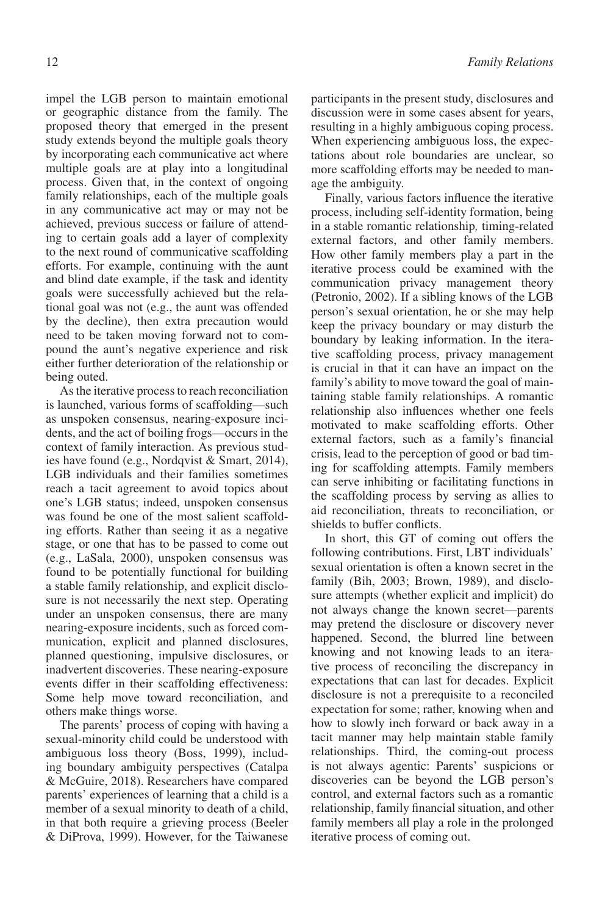impel the LGB person to maintain emotional or geographic distance from the family. The proposed theory that emerged in the present study extends beyond the multiple goals theory by incorporating each communicative act where multiple goals are at play into a longitudinal process. Given that, in the context of ongoing family relationships, each of the multiple goals in any communicative act may or may not be achieved, previous success or failure of attending to certain goals add a layer of complexity to the next round of communicative scaffolding efforts. For example, continuing with the aunt and blind date example, if the task and identity goals were successfully achieved but the relational goal was not (e.g., the aunt was offended by the decline), then extra precaution would need to be taken moving forward not to compound the aunt's negative experience and risk either further deterioration of the relationship or being outed.

As the iterative process to reach reconciliation is launched, various forms of scaffolding—such as unspoken consensus, nearing-exposure incidents, and the act of boiling frogs—occurs in the context of family interaction. As previous studies have found (e.g., Nordqvist & Smart, 2014), LGB individuals and their families sometimes reach a tacit agreement to avoid topics about one's LGB status; indeed, unspoken consensus was found to be one of the most salient scaffolding efforts. Rather than seeing it as a negative stage, or one that has to be passed to come out (e.g., LaSala, 2000), unspoken consensus was found to be potentially functional for building a stable family relationship, and explicit disclosure is not necessarily the next step. Operating under an unspoken consensus, there are many nearing-exposure incidents, such as forced communication, explicit and planned disclosures, planned questioning, impulsive disclosures, or inadvertent discoveries. These nearing-exposure events differ in their scaffolding effectiveness: Some help move toward reconciliation, and others make things worse.

The parents' process of coping with having a sexual-minority child could be understood with ambiguous loss theory (Boss, 1999), including boundary ambiguity perspectives (Catalpa & McGuire, 2018). Researchers have compared parents' experiences of learning that a child is a member of a sexual minority to death of a child, in that both require a grieving process (Beeler & DiProva, 1999). However, for the Taiwanese participants in the present study, disclosures and discussion were in some cases absent for years, resulting in a highly ambiguous coping process. When experiencing ambiguous loss, the expectations about role boundaries are unclear, so more scaffolding efforts may be needed to manage the ambiguity.

Finally, various factors influence the iterative process, including self-identity formation, being in a stable romantic relationship, timing-related external factors, and other family members. How other family members play a part in the iterative process could be examined with the communication privacy management theory (Petronio, 2002). If a sibling knows of the LGB person's sexual orientation, he or she may help keep the privacy boundary or may disturb the boundary by leaking information. In the iterative scaffolding process, privacy management is crucial in that it can have an impact on the family's ability to move toward the goal of maintaining stable family relationships. A romantic relationship also influences whether one feels motivated to make scaffolding efforts. Other external factors, such as a family's financial crisis, lead to the perception of good or bad timing for scaffolding attempts. Family members can serve inhibiting or facilitating functions in the scaffolding process by serving as allies to aid reconciliation, threats to reconciliation, or shields to buffer conflicts.

In short, this GT of coming out offers the following contributions. First, LBT individuals' sexual orientation is often a known secret in the family (Bih, 2003; Brown, 1989), and disclosure attempts (whether explicit and implicit) do not always change the known secret—parents may pretend the disclosure or discovery never happened. Second, the blurred line between knowing and not knowing leads to an iterative process of reconciling the discrepancy in expectations that can last for decades. Explicit disclosure is not a prerequisite to a reconciled expectation for some; rather, knowing when and how to slowly inch forward or back away in a tacit manner may help maintain stable family relationships. Third, the coming-out process is not always agentic: Parents' suspicions or discoveries can be beyond the LGB person's control, and external factors such as a romantic relationship, family financial situation, and other family members all play a role in the prolonged iterative process of coming out.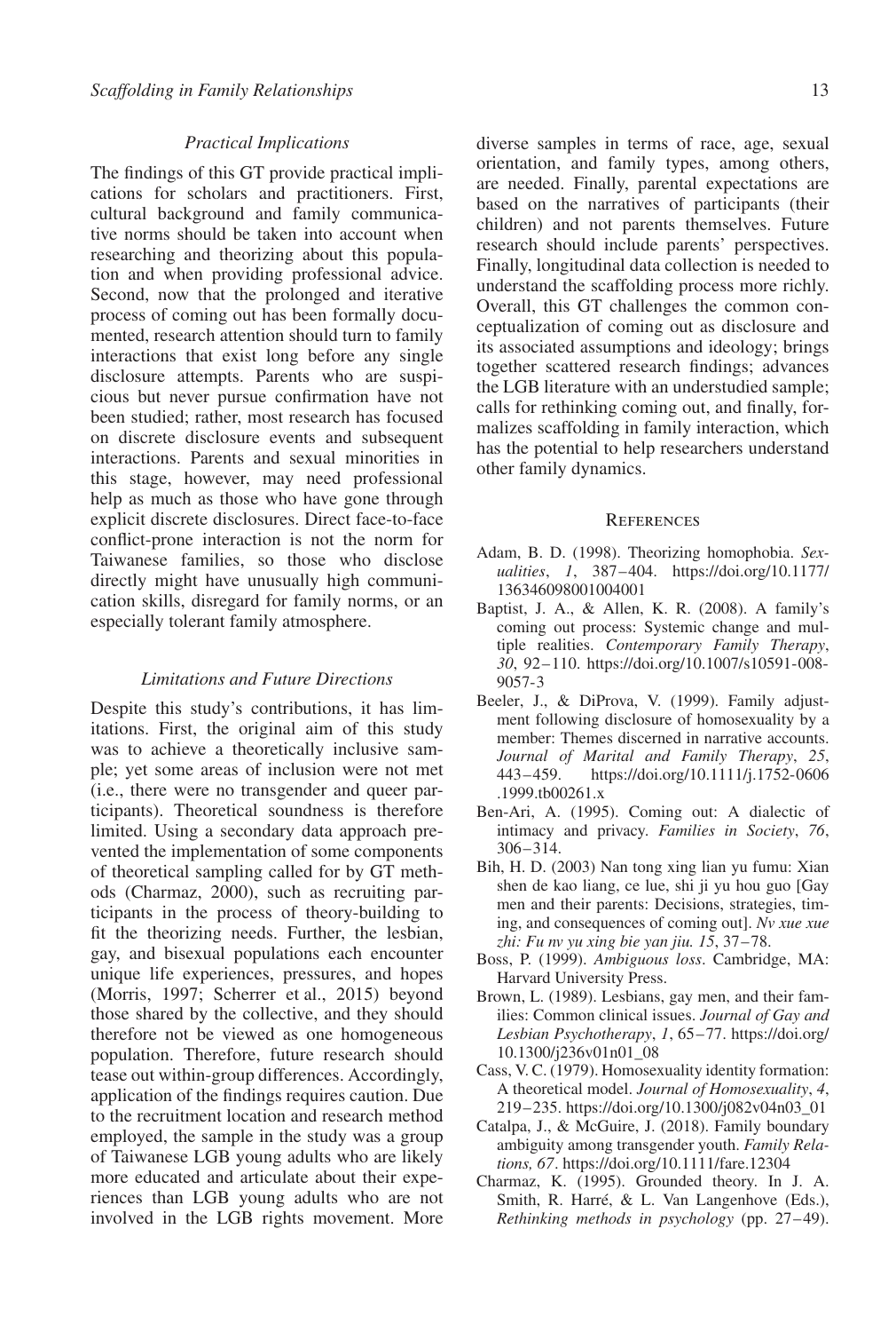### Practical Implications

The findings of this GT provide practical implications for scholars and practitioners. First, cultural background and family communicative norms should be taken into account when researching and theorizing about this population and when providing professional advice. Second, now that the prolonged and iterative process of coming out has been formally documented, research attention should turn to family interactions that exist long before any single disclosure attempts. Parents who are suspicious but never pursue confirmation have not been studied; rather, most research has focused on discrete disclosure events and subsequent interactions. Parents and sexual minorities in this stage, however, may need professional help as much as those who have gone through explicit discrete disclosures. Direct face-to-face conflict-prone interaction is not the norm for Taiwanese families, so those who disclose directly might have unusually high communication skills, disregard for family norms, or an especially tolerant family atmosphere.

### Limitations and Future Directions

Despite this study's contributions, it has limitations. First, the original aim of this study was to achieve a theoretically inclusive sample; yet some areas of inclusion were not met (i.e., there were no transgender and queer participants). Theoretical soundness is therefore limited. Using a secondary data approach prevented the implementation of some components of theoretical sampling called for by GT methods (Charmaz, 2000), such as recruiting participants in the process of theory-building to fit the theorizing needs. Further, the lesbian, gay, and bisexual populations each encounter unique life experiences, pressures, and hopes (Morris, 1997; Scherrer et al., 2015) beyond those shared by the collective, and they should therefore not be viewed as one homogeneous population. Therefore, future research should tease out within-group differences. Accordingly, application of the findings requires caution. Due to the recruitment location and research method employed, the sample in the study was a group of Taiwanese LGB young adults who are likely more educated and articulate about their experiences than LGB young adults who are not involved in the LGB rights movement. More diverse samples in terms of race, age, sexual orientation, and family types, among others, are needed. Finally, parental expectations are based on the narratives of participants (their children) and not parents themselves. Future research should include parents' perspectives. Finally, longitudinal data collection is needed to understand the scaffolding process more richly. Overall, this GT challenges the common conceptualization of coming out as disclosure and its associated assumptions and ideology; brings together scattered research findings; advances the LGB literature with an understudied sample; calls for rethinking coming out, and finally, formalizes scaffolding in family interaction, which has the potential to help researchers understand other family dynamics.

## References

Adam, B. D. (1998). Theorizing homophobia. *Sexualities*, *1*, 387–404. https://doi.org/10.1177/136346098001004001

Baptist, J. A., & Allen, K. R. (2008). A family's coming out process: Systemic change and multiple realities. *Contemporary Family Therapy*, *30*, 92–110. https://doi.org/10.1007/s10591-008-9057-3

Beeler, J., & DiProva, V. (1999). Family adjustment following disclosure of homosexuality by a member: Themes discerned in narrative accounts. *Journal of Marital and Family Therapy*, *25*, 443–459. https://doi.org/10.1111/j.1752-0606.1999.tb00261.x

Ben-Ari, A. (1995). Coming out: A dialectic of intimacy and privacy. *Families in Society*, *76*, 306–314.

Bih, H. D. (2003) Nan tong xing lian yu fumu: Xian shen de kao liang, ce lue, shi ji yu hou guo [Gay men and their parents: Decisions, strategies, timing, and consequences of coming out]. *Nv xue xue zhi: Fu nv yu xing bie yan jiu. 15*, 37–78.

Boss, P. (1999). *Ambiguous loss*. Cambridge, MA: Harvard University Press.

Brown, L. (1989). Lesbians, gay men, and their families: Common clinical issues. *Journal of Gay and Lesbian Psychotherapy*, *1*, 65–77. https://doi.org/10.1300/j236v01n01_08

Cass, V. C. (1979). Homosexuality identity formation: A theoretical model. *Journal of Homosexuality*, *4*, 219–235. https://doi.org/10.1300/j082v04n03_01

Catalpa, J., & McGuire, J. (2018). Family boundary ambiguity among transgender youth. *Family Relations, 67*. https://doi.org/10.1111/fare.12304

Charmaz, K. (1995). Grounded theory. In J. A. Smith, R. Harré, & L. Van Langenhove (Eds.), *Rethinking methods in psychology* (pp. 27–49).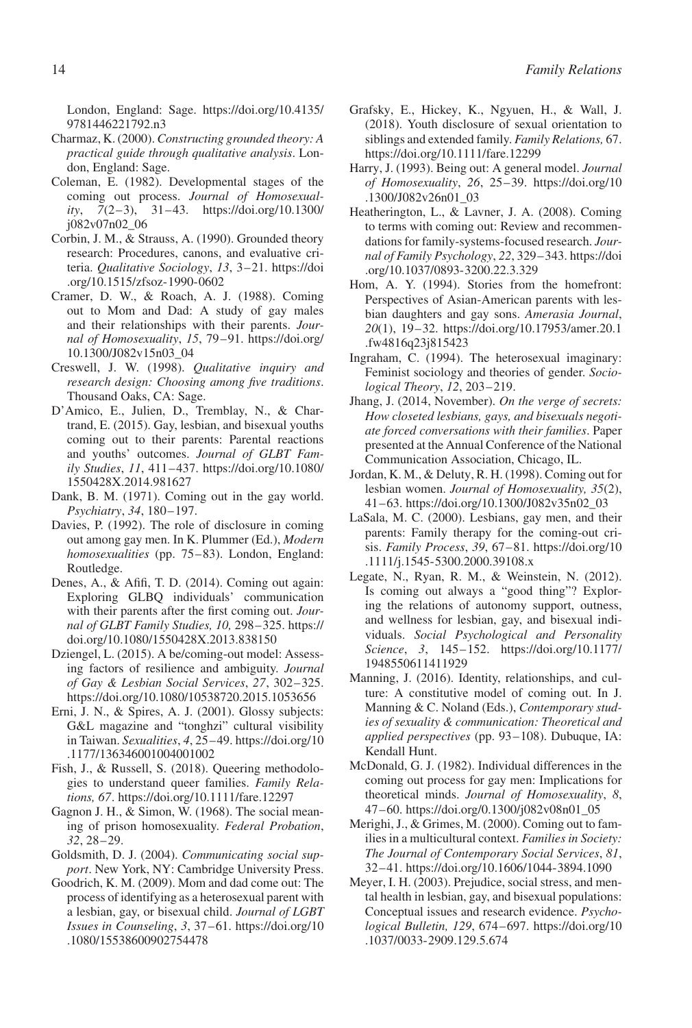London, England: Sage. https://doi.org/10.4135/9781446221792.n3

Charmaz, K. (2000). *Constructing grounded theory: A practical guide through qualitative analysis*. London, England: Sage.

Coleman, E. (1982). Developmental stages of the coming out process. *Journal of Homosexuality*, *7*(2–3), 31–43. https://doi.org/10.1300/j082v07n02_06

Corbin, J. M., & Strauss, A. (1990). Grounded theory research: Procedures, canons, and evaluative criteria. *Qualitative Sociology*, *13*, 3–21. https://doi.org/10.1515/zfsoz-1990-0602

Cramer, D. W., & Roach, A. J. (1988). Coming out to Mom and Dad: A study of gay males and their relationships with their parents. *Journal of Homosexuality*, *15*, 79–91. https://doi.org/10.1300/J082v15n03_04

Creswell, J. W. (1998). *Qualitative inquiry and research design: Choosing among five traditions*. Thousand Oaks, CA: Sage.

D'Amico, E., Julien, D., Tremblay, N., & Chartrand, E. (2015). Gay, lesbian, and bisexual youths coming out to their parents: Parental reactions and youths' outcomes. *Journal of GLBT Family Studies*, *11*, 411–437. https://doi.org/10.1080/1550428X.2014.981627

Dank, B. M. (1971). Coming out in the gay world. *Psychiatry*, *34*, 180–197.

Davies, P. (1992). The role of disclosure in coming out among gay men. In K. Plummer (Ed.), *Modern homosexualities* (pp. 75–83). London, England: Routledge.

Denes, A., & Afifi, T. D. (2014). Coming out again: Exploring GLBQ individuals' communication with their parents after the first coming out. *Journal of GLBT Family Studies, 10,* 298–325. https://doi.org/10.1080/1550428X.2013.838150

Dziengel, L. (2015). A be/coming-out model: Assessing factors of resilience and ambiguity. *Journal of Gay & Lesbian Social Services*, *27*, 302–325. https://doi.org/10.1080/10538720.2015.1053656

Erni, J. N., & Spires, A. J. (2001). Glossy subjects: G&L magazine and "tonghzi" cultural visibility in Taiwan. *Sexualities*, *4*, 25–49. https://doi.org/10.1177/136346001004001002

Fish, J., & Russell, S. (2018). Queering methodologies to understand queer families. *Family Relations, 67*. https://doi.org/10.1111/fare.12297

Gagnon J. H., & Simon, W. (1968). The social meaning of prison homosexuality. *Federal Probation*, *32*, 28–29.

Goldsmith, D. J. (2004). *Communicating social support*. New York, NY: Cambridge University Press.

Goodrich, K. M. (2009). Mom and dad come out: The process of identifying as a heterosexual parent with a lesbian, gay, or bisexual child. *Journal of LGBT Issues in Counseling*, *3*, 37–61. https://doi.org/10.1080/15538600902754478

Grafsky, E., Hickey, K., Ngyuen, H., & Wall, J. (2018). Youth disclosure of sexual orientation to siblings and extended family. *Family Relations,* 67. https://doi.org/10.1111/fare.12299

Harry, J. (1993). Being out: A general model. *Journal of Homosexuality*, *26*, 25–39. https://doi.org/10.1300/J082v26n01_03

Heatherington, L., & Lavner, J. A. (2008). Coming to terms with coming out: Review and recommendations for family-systems-focused research. *Journal of Family Psychology*, *22*, 329–343. https://doi.org/10.1037/0893-3200.22.3.329

Hom, A. Y. (1994). Stories from the homefront: Perspectives of Asian-American parents with lesbian daughters and gay sons. *Amerasia Journal*, *20*(1), 19–32. https://doi.org/10.17953/amer.20.1.fw4816q23j815423

Ingraham, C. (1994). The heterosexual imaginary: Feminist sociology and theories of gender. *Sociological Theory*, *12*, 203–219.

Jhang, J. (2014, November). *On the verge of secrets: How closeted lesbians, gays, and bisexuals negotiate forced conversations with their families*. Paper presented at the Annual Conference of the National Communication Association, Chicago, IL.

Jordan, K. M., & Deluty, R. H. (1998). Coming out for lesbian women. *Journal of Homosexuality, 35*(2), 41–63. https://doi.org/10.1300/J082v35n02_03

LaSala, M. C. (2000). Lesbians, gay men, and their parents: Family therapy for the coming-out crisis. *Family Process*, *39*, 67–81. https://doi.org/10.1111/j.1545-5300.2000.39108.x

Legate, N., Ryan, R. M., & Weinstein, N. (2012). Is coming out always a "good thing"? Exploring the relations of autonomy support, outness, and wellness for lesbian, gay, and bisexual individuals. *Social Psychological and Personality Science*, *3*, 145–152. https://doi.org/10.1177/1948550611411929

Manning, J. (2016). Identity, relationships, and culture: A constitutive model of coming out. In J. Manning & C. Noland (Eds.), *Contemporary studies of sexuality & communication: Theoretical and applied perspectives* (pp. 93–108). Dubuque, IA: Kendall Hunt.

McDonald, G. J. (1982). Individual differences in the coming out process for gay men: Implications for theoretical minds. *Journal of Homosexuality*, *8*, 47–60. https://doi.org/0.1300/j082v08n01_05

Merighi, J., & Grimes, M. (2000). Coming out to families in a multicultural context. *Families in Society: The Journal of Contemporary Social Services*, *81*, 32–41. https://doi.org/10.1606/1044-3894.1090

Meyer, I. H. (2003). Prejudice, social stress, and mental health in lesbian, gay, and bisexual populations: Conceptual issues and research evidence. *Psychological Bulletin, 129*, 674–697. https://doi.org/10.1037/0033-2909.129.5.674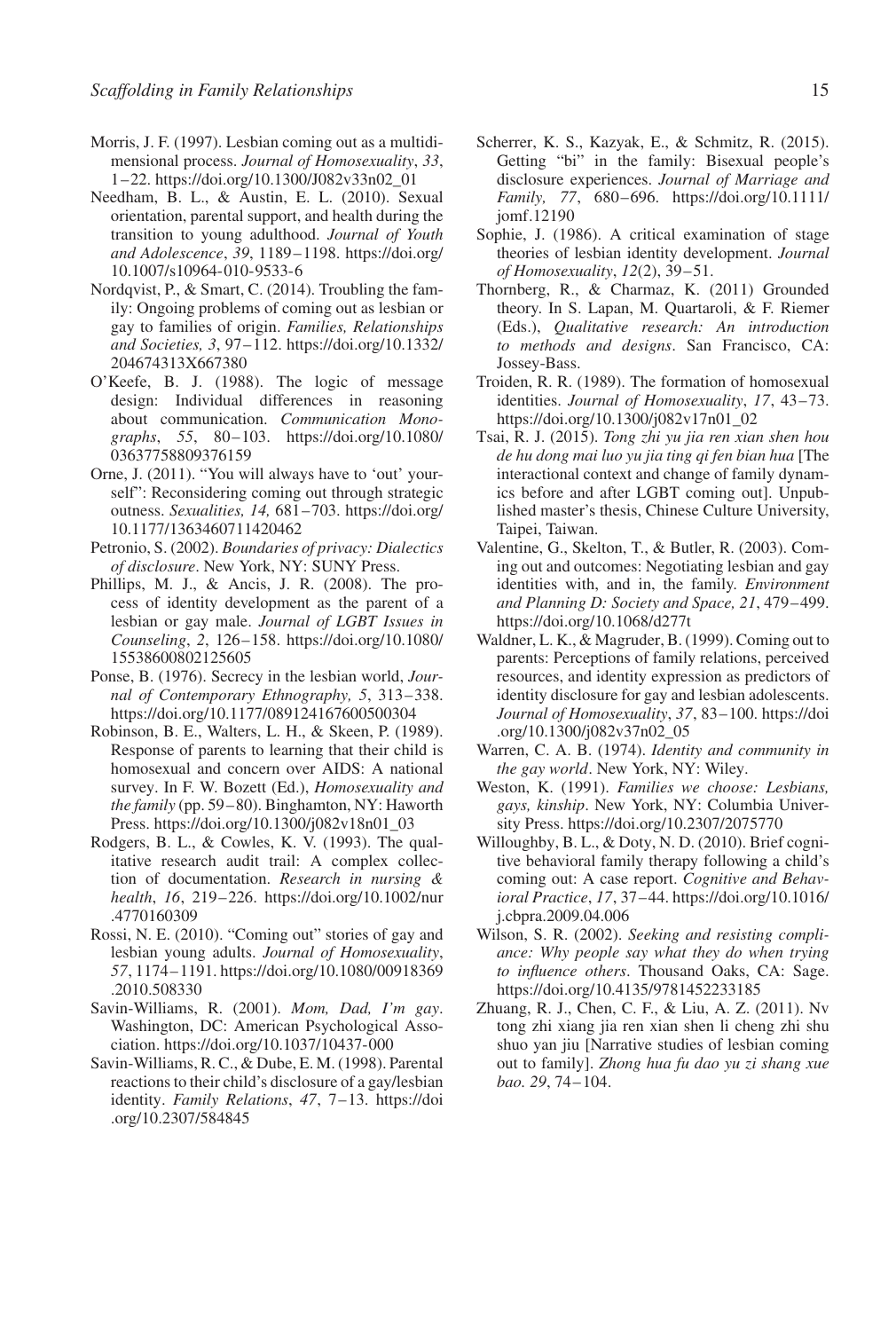Morris, J. F. (1997). Lesbian coming out as a multidimensional process. *Journal of Homosexuality*, *33*, 1–22. https://doi.org/10.1300/J082v33n02_01

Needham, B. L., & Austin, E. L. (2010). Sexual orientation, parental support, and health during the transition to young adulthood. *Journal of Youth and Adolescence*, *39*, 1189–1198. https://doi.org/10.1007/s10964-010-9533-6

Nordqvist, P., & Smart, C. (2014). Troubling the family: Ongoing problems of coming out as lesbian or gay to families of origin. *Families, Relationships and Societies, 3*, 97–112. https://doi.org/10.1332/204674313X667380

O'Keefe, B. J. (1988). The logic of message design: Individual differences in reasoning about communication. *Communication Monographs*, *55*, 80–103. https://doi.org/10.1080/03637758809376159

Orne, J. (2011). "You will always have to 'out' yourself": Reconsidering coming out through strategic outness. *Sexualities, 14,* 681–703. https://doi.org/10.1177/1363460711420462

Petronio, S. (2002). *Boundaries of privacy: Dialectics of disclosure*. New York, NY: SUNY Press.

Phillips, M. J., & Ancis, J. R. (2008). The process of identity development as the parent of a lesbian or gay male. *Journal of LGBT Issues in Counseling*, *2*, 126–158. https://doi.org/10.1080/15538600802125605

Ponse, B. (1976). Secrecy in the lesbian world, *Journal of Contemporary Ethnography, 5*, 313–338. https://doi.org/10.1177/089124167600500304

Robinson, B. E., Walters, L. H., & Skeen, P. (1989). Response of parents to learning that their child is homosexual and concern over AIDS: A national survey. In F. W. Bozett (Ed.), *Homosexuality and the family* (pp. 59–80). Binghamton, NY: Haworth Press. https://doi.org/10.1300/j082v18n01_03

Rodgers, B. L., & Cowles, K. V. (1993). The qualitative research audit trail: A complex collection of documentation. *Research in nursing & health*, *16*, 219–226. https://doi.org/10.1002/nur.4770160309

Rossi, N. E. (2010). "Coming out" stories of gay and lesbian young adults. *Journal of Homosexuality*, *57*, 1174–1191. https://doi.org/10.1080/00918369.2010.508330

Savin-Williams, R. (2001). *Mom, Dad, I'm gay*. Washington, DC: American Psychological Association. https://doi.org/10.1037/10437-000

Savin-Williams, R. C., & Dube, E. M. (1998). Parental reactions to their child's disclosure of a gay/lesbian identity. *Family Relations*, *47*, 7–13. https://doi.org/10.2307/584845

Scherrer, K. S., Kazyak, E., & Schmitz, R. (2015). Getting "bi" in the family: Bisexual people's disclosure experiences. *Journal of Marriage and Family, 77*, 680–696. https://doi.org/10.1111/jomf.12190

Sophie, J. (1986). A critical examination of stage theories of lesbian identity development. *Journal of Homosexuality*, *12*(2), 39–51.

Thornberg, R., & Charmaz, K. (2011) Grounded theory. In S. Lapan, M. Quartaroli, & F. Riemer (Eds.), *Qualitative research: An introduction to methods and designs*. San Francisco, CA: Jossey-Bass.

Troiden, R. R. (1989). The formation of homosexual identities. *Journal of Homosexuality*, *17*, 43–73. https://doi.org/10.1300/j082v17n01_02

Tsai, R. J. (2015). *Tong zhi yu jia ren xian shen hou de hu dong mai luo yu jia ting qi fen bian hua* [The interactional context and change of family dynamics before and after LGBT coming out]. Unpublished master's thesis, Chinese Culture University, Taipei, Taiwan.

Valentine, G., Skelton, T., & Butler, R. (2003). Coming out and outcomes: Negotiating lesbian and gay identities with, and in, the family. *Environment and Planning D: Society and Space, 21*, 479–499. https://doi.org/10.1068/d277t

Waldner, L. K., & Magruder, B. (1999). Coming out to parents: Perceptions of family relations, perceived resources, and identity expression as predictors of identity disclosure for gay and lesbian adolescents. *Journal of Homosexuality*, *37*, 83–100. https://doi.org/10.1300/j082v37n02_05

Warren, C. A. B. (1974). *Identity and community in the gay world*. New York, NY: Wiley.

Weston, K. (1991). *Families we choose: Lesbians, gays, kinship*. New York, NY: Columbia University Press. https://doi.org/10.2307/2075770

Willoughby, B. L., & Doty, N. D. (2010). Brief cognitive behavioral family therapy following a child's coming out: A case report. *Cognitive and Behavioral Practice*, *17*, 37–44. https://doi.org/10.1016/j.cbpra.2009.04.006

Wilson, S. R. (2002). *Seeking and resisting compliance: Why people say what they do when trying to influence others*. Thousand Oaks, CA: Sage. https://doi.org/10.4135/9781452233185

Zhuang, R. J., Chen, C. F., & Liu, A. Z. (2011). Nv tong zhi xiang jia ren xian shen li cheng zhi shu shuo yan jiu [Narrative studies of lesbian coming out to family]. *Zhong hua fu dao yu zi shang xue bao. 29*, 74–104.